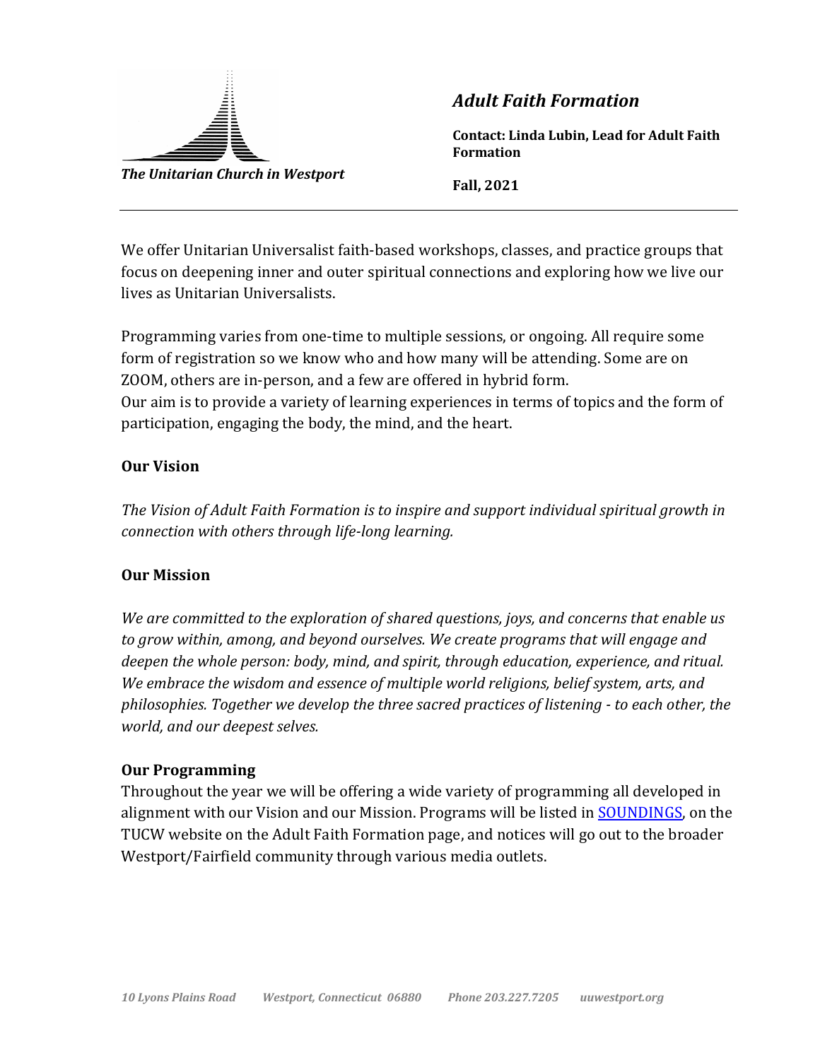*The Unitarian Church in Westport*

# *Adult Faith Formation*

**Contact: Linda Lubin, Lead for Adult Faith Formation**

**Fall, 2021**

---

We offer Unitarian Universalist faith-based workshops, classes, and practice groups that focus on deepening inner and outer spiritual connections and exploring how we live our lives as Unitarian Universalists.

Programming varies from one-time to multiple sessions, or ongoing. All require some form of registration so we know who and how many will be attending. Some are on ZOOM, others are in-person, and a few are offered in hybrid form.
Our aim is to provide a variety of learning experiences in terms of topics and the form of participation, engaging the body, the mind, and the heart.

## Our Vision

*The Vision of Adult Faith Formation is to inspire and support individual spiritual growth in connection with others through life-long learning.*

## Our Mission

*We are committed to the exploration of shared questions, joys, and concerns that enable us to grow within, among, and beyond ourselves. We create programs that will engage and deepen the whole person: body, mind, and spirit, through education, experience, and ritual. We embrace the wisdom and essence of multiple world religions, belief system, arts, and philosophies. Together we develop the three sacred practices of listening - to each other, the world, and our deepest selves.*

## Our Programming

Throughout the year we will be offering a wide variety of programming all developed in alignment with our Vision and our Mission. Programs will be listed in SOUNDINGS, on the TUCW website on the Adult Faith Formation page, and notices will go out to the broader Westport/Fairfield community through various media outlets.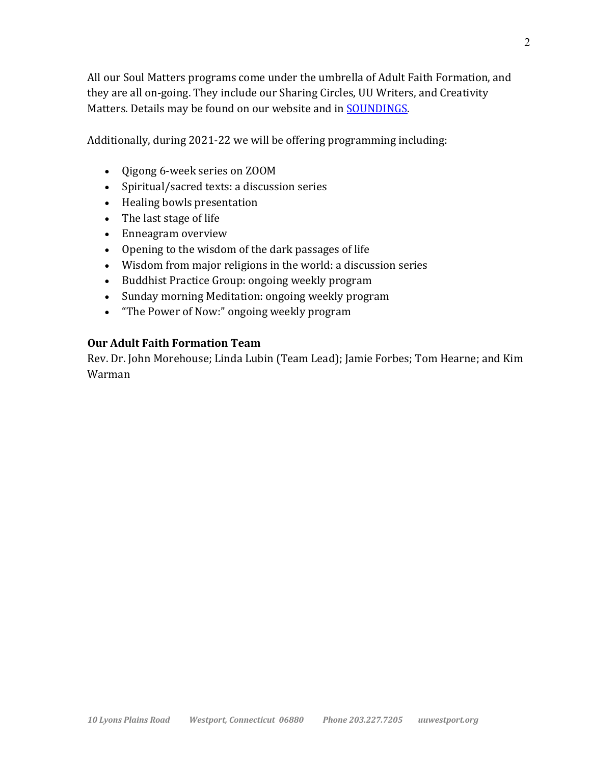All our Soul Matters programs come under the umbrella of Adult Faith Formation, and they are all on-going. They include our Sharing Circles, UU Writers, and Creativity Matters. Details may be found on our website and in SOUNDINGS.

Additionally, during 2021-22 we will be offering programming including:

- Qigong 6-week series on ZOOM
- Spiritual/sacred texts: a discussion series
- Healing bowls presentation
- The last stage of life
- Enneagram overview
- Opening to the wisdom of the dark passages of life
- Wisdom from major religions in the world: a discussion series
- Buddhist Practice Group: ongoing weekly program
- Sunday morning Meditation: ongoing weekly program
- "The Power of Now:" ongoing weekly program

**Our Adult Faith Formation Team**
Rev. Dr. John Morehouse; Linda Lubin (Team Lead); Jamie Forbes; Tom Hearne; and Kim Warman